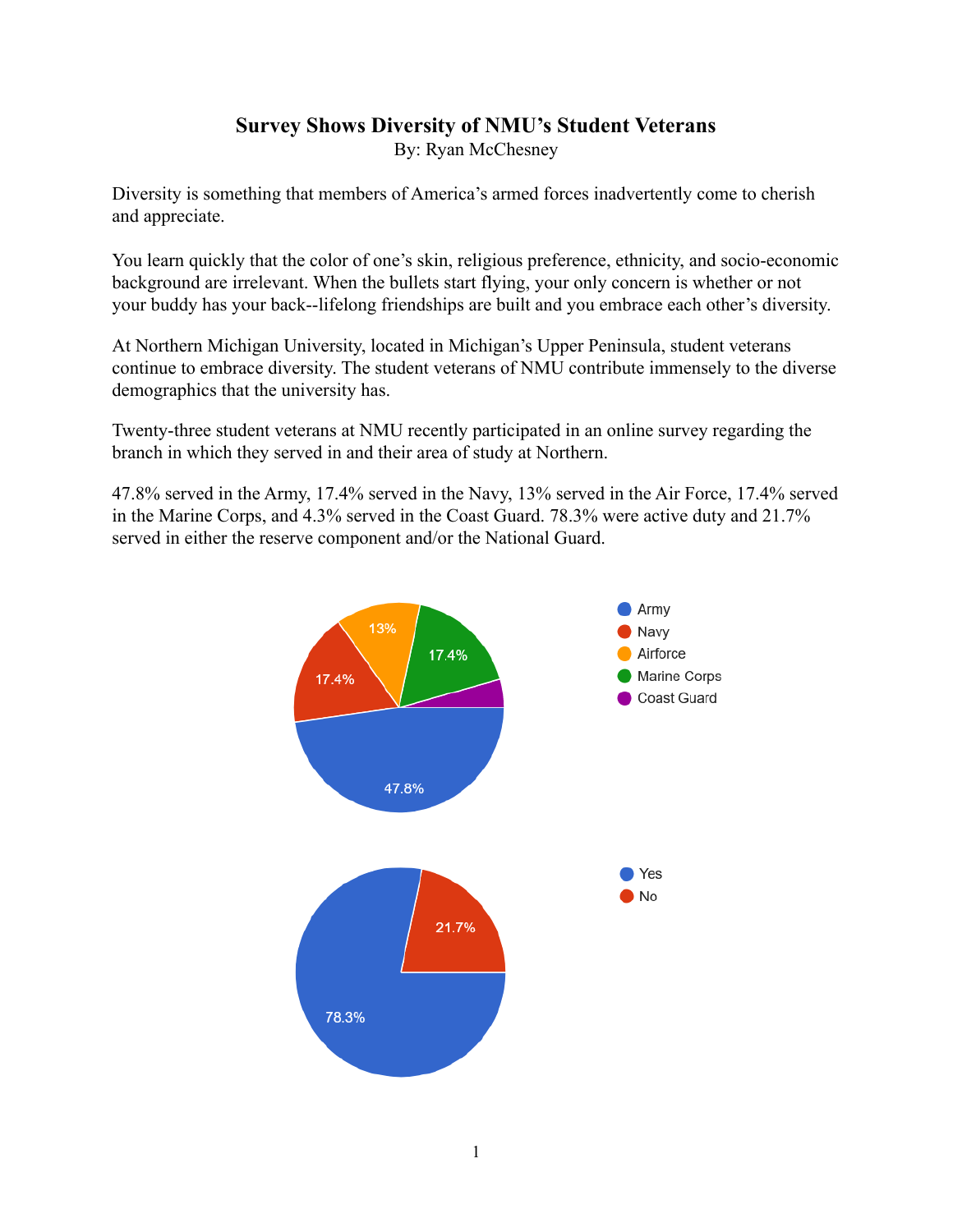# Survey Shows Diversity of NMU's Student Veterans

By: Ryan McChesney

Diversity is something that members of America's armed forces inadvertently come to cherish and appreciate.

You learn quickly that the color of one's skin, religious preference, ethnicity, and socio-economic background are irrelevant. When the bullets start flying, your only concern is whether or not your buddy has your back--lifelong friendships are built and you embrace each other's diversity.

At Northern Michigan University, located in Michigan's Upper Peninsula, student veterans continue to embrace diversity. The student veterans of NMU contribute immensely to the diverse demographics that the university has.

Twenty-three student veterans at NMU recently participated in an online survey regarding the branch in which they served in and their area of study at Northern.

47.8% served in the Army, 17.4% served in the Navy, 13% served in the Air Force, 17.4% served in the Marine Corps, and 4.3% served in the Coast Guard. 78.3% were active duty and 21.7% served in either the reserve component and/or the National Guard.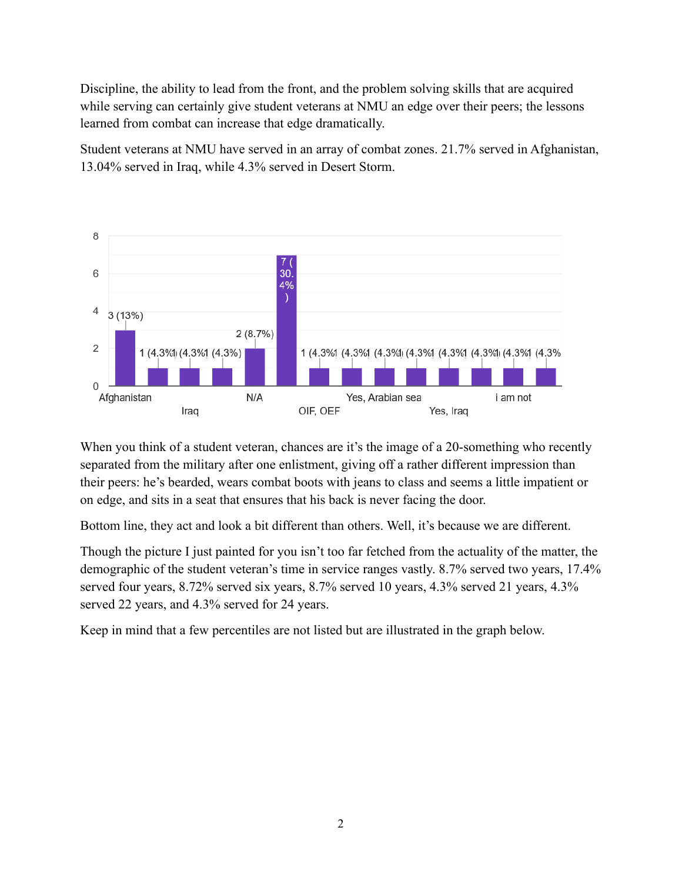Discipline, the ability to lead from the front, and the problem solving skills that are acquired while serving can certainly give student veterans at NMU an edge over their peers; the lessons learned from combat can increase that edge dramatically.

Student veterans at NMU have served in an array of combat zones. 21.7% served in Afghanistan, 13.04% served in Iraq, while 4.3% served in Desert Storm.

When you think of a student veteran, chances are it's the image of a 20-something who recently separated from the military after one enlistment, giving off a rather different impression than their peers: he's bearded, wears combat boots with jeans to class and seems a little impatient or on edge, and sits in a seat that ensures that his back is never facing the door.

Bottom line, they act and look a bit different than others. Well, it's because we are different.

Though the picture I just painted for you isn't too far fetched from the actuality of the matter, the demographic of the student veteran's time in service ranges vastly. 8.7% served two years, 17.4% served four years, 8.72% served six years, 8.7% served 10 years, 4.3% served 21 years, 4.3% served 22 years, and 4.3% served for 24 years.

Keep in mind that a few percentiles are not listed but are illustrated in the graph below.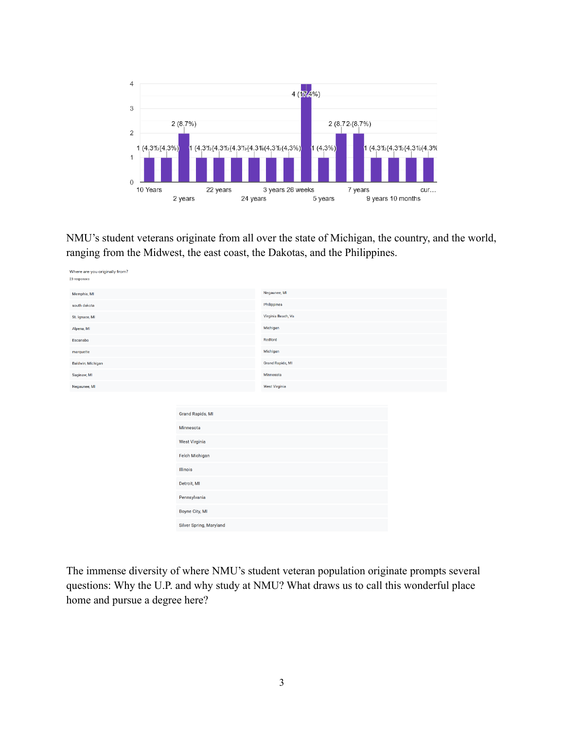NMU's student veterans originate from all over the state of Michigan, the country, and the world, ranging from the Midwest, the east coast, the Dakotas, and the Philippines.

Where are you originally from?

23 responses

| | |
|---|---|
| Memphis, MI | Negaunee, MI |
| south dakota | Philippines |
| St. Ignace, MI | Virginia Beach, Va |
| Alpena, MI | Michigan |
| Escanaba | Redford |
| marquette | Michigan |
| Baldwin, Michigan | Grand Rapids, MI |
| Saginaw, MI | Minnesota |
| Negaunee, MI | West Virginia |

| |
|---|
| Grand Rapids, MI |
| Minnesota |
| West Virginia |
| Felch Michigan |
| Illinois |
| Detroit, MI |
| Pennsylvania |
| Boyne City, MI |
| Silver Spring, Maryland |

The immense diversity of where NMU's student veteran population originate prompts several questions: Why the U.P. and why study at NMU? What draws us to call this wonderful place home and pursue a degree here?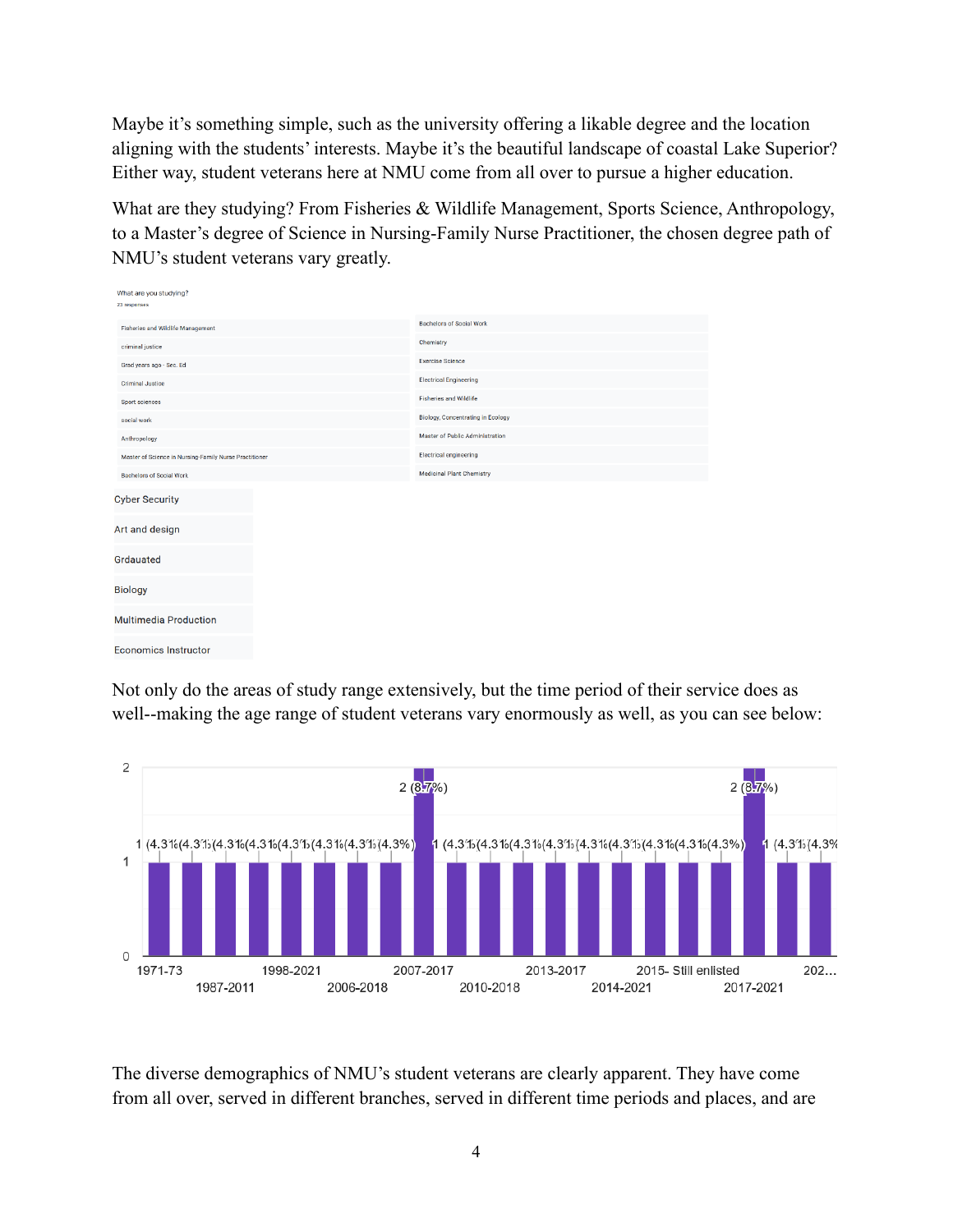Maybe it's something simple, such as the university offering a likable degree and the location aligning with the students' interests. Maybe it's the beautiful landscape of coastal Lake Superior? Either way, student veterans here at NMU come from all over to pursue a higher education.

What are they studying? From Fisheries & Wildlife Management, Sports Science, Anthropology, to a Master's degree of Science in Nursing-Family Nurse Practitioner, the chosen degree path of NMU's student veterans vary greatly.

What are you studying?

23 responses

| | |
|---|---|
| Fisheries and Wildlife Management | Bachelors of Social Work |
| criminal justice | Chemistry |
| Grad years ago - Sec. Ed | Exercise Science |
| Criminal Justice | Electrical Engineering |
| Sport sciences | Fisheries and Wildlife |
| social work | Biology, Concentrating in Ecology |
| Anthropology | Master of Public Administration |
| Master of Science in Nursing-Family Nurse Practitioner | Electrical engineering |
| Bachelors of Social Work | Medicinal Plant Chemistry |

- Cyber Security
- Art and design
- Grdauated
- Biology
- Multimedia Production
- Economics Instructor

Not only do the areas of study range extensively, but the time period of their service does as well--making the age range of student veterans vary enormously as well, as you can see below:

| Service period | Count |
|---|---|
| 1971-73 | 1 (4.3%) |
| 1987-2011 | 1 (4.3%) |
| 1998-2021 | 1 (4.3%) |
| 2006-2018 | 1 (4.3%) |
| 2007-2017 | 2 (8.7%) |
| 2010-2018 | 1 (4.3%) |
| 2013-2017 | 1 (4.3%) |
| 2014-2021 | 1 (4.3%) |
| 2015- Still enlisted | 1 (4.3%) |
| 2017-2021 | 2 (8.7%) |
| 202... | 1 (4.3%) |

The diverse demographics of NMU's student veterans are clearly apparent. They have come from all over, served in different branches, served in different time periods and places, and are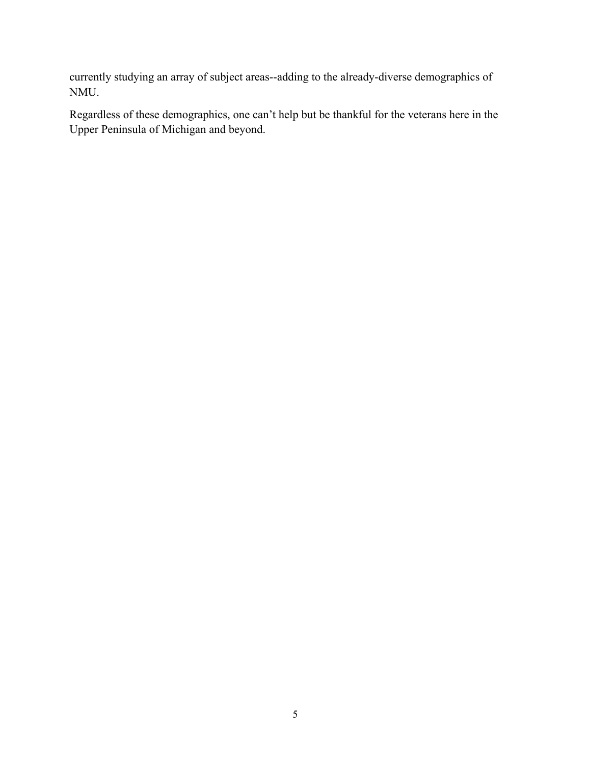currently studying an array of subject areas--adding to the already-diverse demographics of NMU.

Regardless of these demographics, one can’t help but be thankful for the veterans here in the Upper Peninsula of Michigan and beyond.